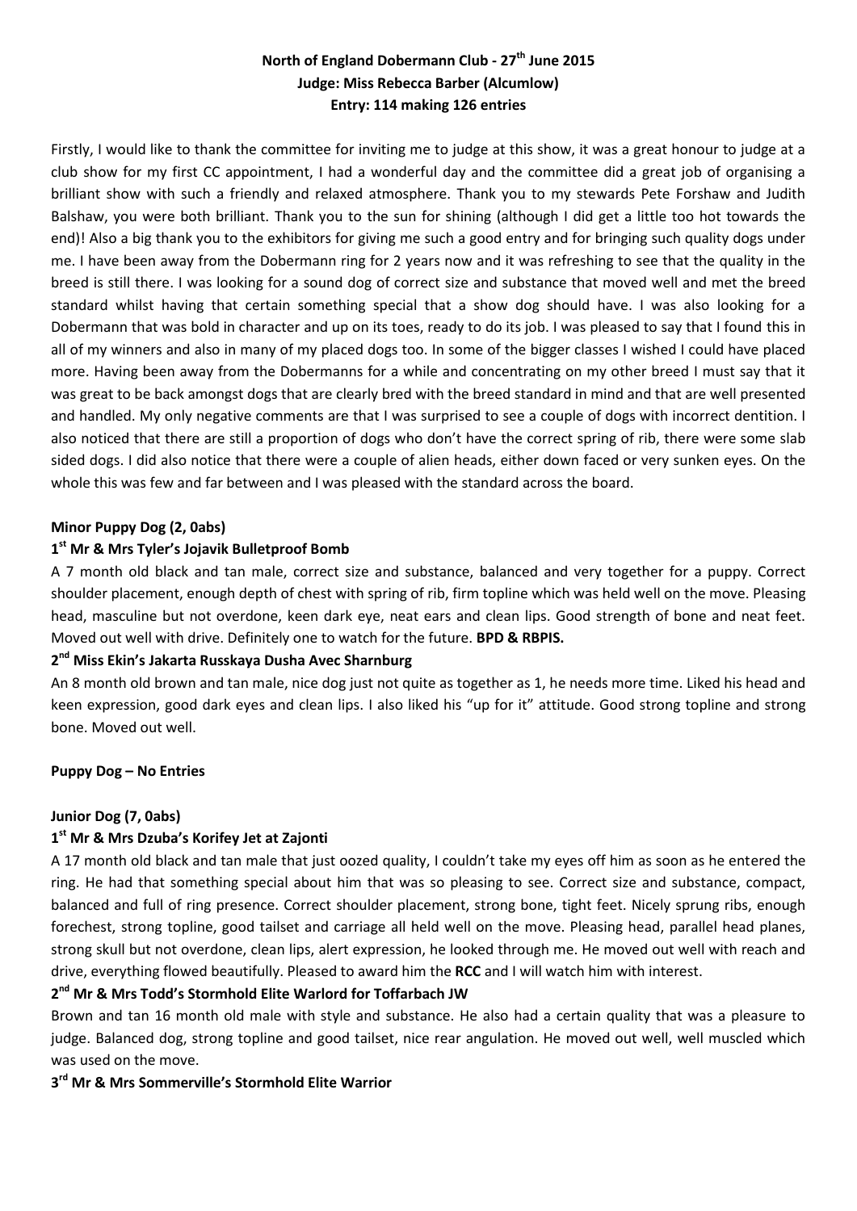**North of England Dobermann Club - 27th June 2015**
**Judge: Miss Rebecca Barber (Alcumlow)**
**Entry: 114 making 126 entries**

Firstly, I would like to thank the committee for inviting me to judge at this show, it was a great honour to judge at a club show for my first CC appointment, I had a wonderful day and the committee did a great job of organising a brilliant show with such a friendly and relaxed atmosphere. Thank you to my stewards Pete Forshaw and Judith Balshaw, you were both brilliant. Thank you to the sun for shining (although I did get a little too hot towards the end)! Also a big thank you to the exhibitors for giving me such a good entry and for bringing such quality dogs under me. I have been away from the Dobermann ring for 2 years now and it was refreshing to see that the quality in the breed is still there. I was looking for a sound dog of correct size and substance that moved well and met the breed standard whilst having that certain something special that a show dog should have. I was also looking for a Dobermann that was bold in character and up on its toes, ready to do its job. I was pleased to say that I found this in all of my winners and also in many of my placed dogs too. In some of the bigger classes I wished I could have placed more. Having been away from the Dobermanns for a while and concentrating on my other breed I must say that it was great to be back amongst dogs that are clearly bred with the breed standard in mind and that are well presented and handled. My only negative comments are that I was surprised to see a couple of dogs with incorrect dentition. I also noticed that there are still a proportion of dogs who don't have the correct spring of rib, there were some slab sided dogs. I did also notice that there were a couple of alien heads, either down faced or very sunken eyes. On the whole this was few and far between and I was pleased with the standard across the board.

**Minor Puppy Dog (2, 0abs)**

**1st Mr & Mrs Tyler's Jojavik Bulletproof Bomb**

A 7 month old black and tan male, correct size and substance, balanced and very together for a puppy. Correct shoulder placement, enough depth of chest with spring of rib, firm topline which was held well on the move. Pleasing head, masculine but not overdone, keen dark eye, neat ears and clean lips. Good strength of bone and neat feet. Moved out well with drive. Definitely one to watch for the future. **BPD & RBPIS.**

**2nd Miss Ekin's Jakarta Russkaya Dusha Avec Sharnburg**

An 8 month old brown and tan male, nice dog just not quite as together as 1, he needs more time. Liked his head and keen expression, good dark eyes and clean lips. I also liked his "up for it" attitude. Good strong topline and strong bone. Moved out well.

**Puppy Dog – No Entries**

**Junior Dog (7, 0abs)**

**1st Mr & Mrs Dzuba's Korifey Jet at Zajonti**

A 17 month old black and tan male that just oozed quality, I couldn't take my eyes off him as soon as he entered the ring. He had that something special about him that was so pleasing to see. Correct size and substance, compact, balanced and full of ring presence. Correct shoulder placement, strong bone, tight feet. Nicely sprung ribs, enough forechest, strong topline, good tailset and carriage all held well on the move. Pleasing head, parallel head planes, strong skull but not overdone, clean lips, alert expression, he looked through me. He moved out well with reach and drive, everything flowed beautifully. Pleased to award him the **RCC** and I will watch him with interest.

**2nd Mr & Mrs Todd's Stormhold Elite Warlord for Toffarbach JW**

Brown and tan 16 month old male with style and substance. He also had a certain quality that was a pleasure to judge. Balanced dog, strong topline and good tailset, nice rear angulation. He moved out well, well muscled which was used on the move.

**3rd Mr & Mrs Sommerville's Stormhold Elite Warrior**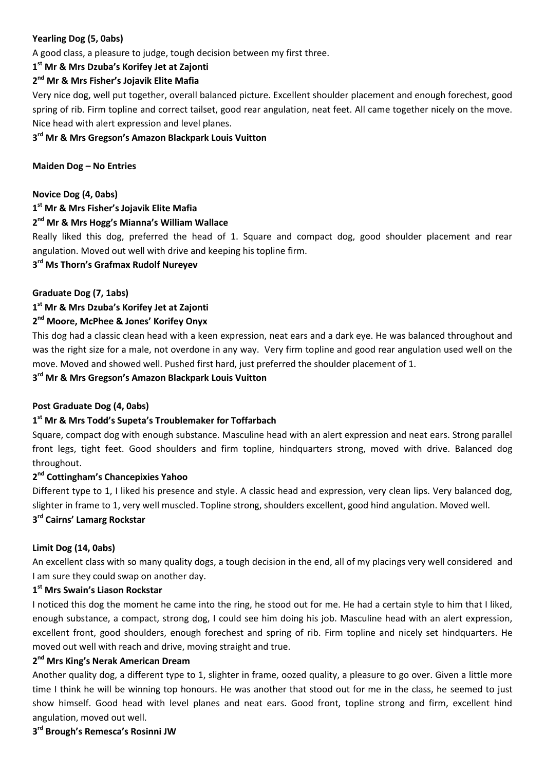**Yearling Dog (5, 0abs)**

A good class, a pleasure to judge, tough decision between my first three.

**1st Mr & Mrs Dzuba's Korifey Jet at Zajonti**

**2nd Mr & Mrs Fisher's Jojavik Elite Mafia**

Very nice dog, well put together, overall balanced picture. Excellent shoulder placement and enough forechest, good spring of rib. Firm topline and correct tailset, good rear angulation, neat feet. All came together nicely on the move. Nice head with alert expression and level planes.

**3rd Mr & Mrs Gregson's Amazon Blackpark Louis Vuitton**

**Maiden Dog – No Entries**

**Novice Dog (4, 0abs)**

**1st Mr & Mrs Fisher's Jojavik Elite Mafia**

**2nd Mr & Mrs Hogg's Mianna's William Wallace**

Really liked this dog, preferred the head of 1. Square and compact dog, good shoulder placement and rear angulation. Moved out well with drive and keeping his topline firm.

**3rd Ms Thorn's Grafmax Rudolf Nureyev**

**Graduate Dog (7, 1abs)**

**1st Mr & Mrs Dzuba's Korifey Jet at Zajonti**

**2nd Moore, McPhee & Jones' Korifey Onyx**

This dog had a classic clean head with a keen expression, neat ears and a dark eye. He was balanced throughout and was the right size for a male, not overdone in any way. Very firm topline and good rear angulation used well on the move. Moved and showed well. Pushed first hard, just preferred the shoulder placement of 1.

**3rd Mr & Mrs Gregson's Amazon Blackpark Louis Vuitton**

**Post Graduate Dog (4, 0abs)**

**1st Mr & Mrs Todd's Supeta's Troublemaker for Toffarbach**

Square, compact dog with enough substance. Masculine head with an alert expression and neat ears. Strong parallel front legs, tight feet. Good shoulders and firm topline, hindquarters strong, moved with drive. Balanced dog throughout.

**2nd Cottingham's Chancepixies Yahoo**

Different type to 1, I liked his presence and style. A classic head and expression, very clean lips. Very balanced dog, slighter in frame to 1, very well muscled. Topline strong, shoulders excellent, good hind angulation. Moved well.

**3rd Cairns' Lamarg Rockstar**

**Limit Dog (14, 0abs)**

An excellent class with so many quality dogs, a tough decision in the end, all of my placings very well considered and I am sure they could swap on another day.

**1st Mrs Swain's Liason Rockstar**

I noticed this dog the moment he came into the ring, he stood out for me. He had a certain style to him that I liked, enough substance, a compact, strong dog, I could see him doing his job. Masculine head with an alert expression, excellent front, good shoulders, enough forechest and spring of rib. Firm topline and nicely set hindquarters. He moved out well with reach and drive, moving straight and true.

**2nd Mrs King's Nerak American Dream**

Another quality dog, a different type to 1, slighter in frame, oozed quality, a pleasure to go over. Given a little more time I think he will be winning top honours. He was another that stood out for me in the class, he seemed to just show himself. Good head with level planes and neat ears. Good front, topline strong and firm, excellent hind angulation, moved out well.

**3rd Brough's Remesca's Rosinni JW**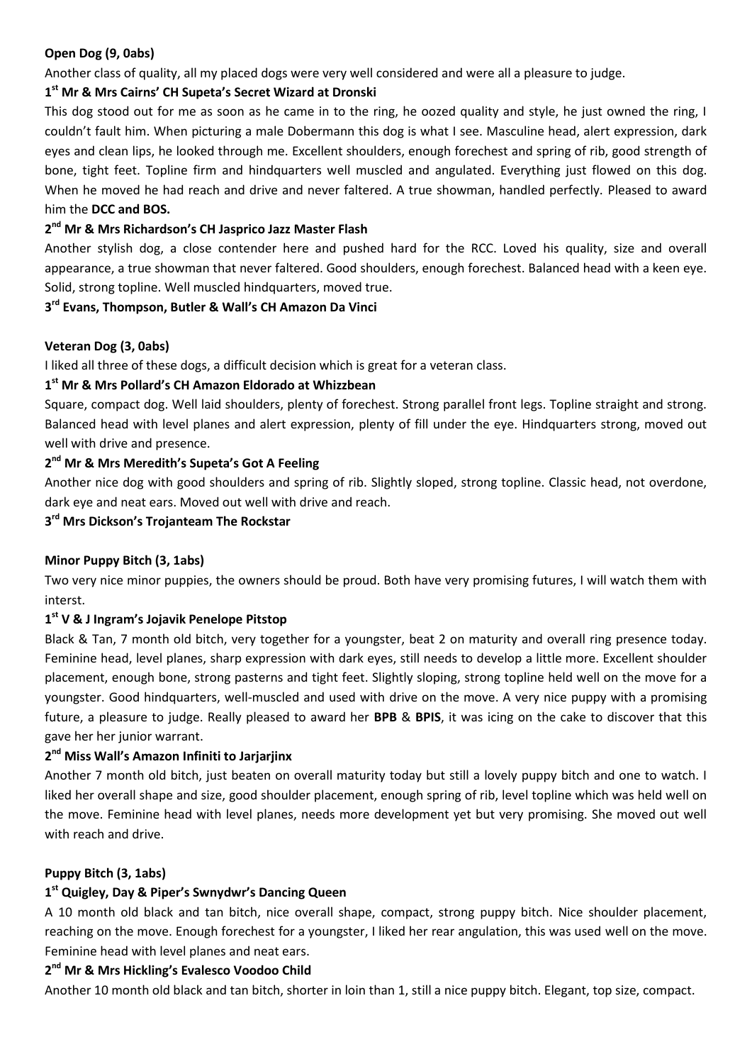**Open Dog (9, 0abs)**

Another class of quality, all my placed dogs were very well considered and were all a pleasure to judge.

**1st Mr & Mrs Cairns' CH Supeta's Secret Wizard at Dronski**

This dog stood out for me as soon as he came in to the ring, he oozed quality and style, he just owned the ring, I couldn't fault him. When picturing a male Dobermann this dog is what I see. Masculine head, alert expression, dark eyes and clean lips, he looked through me. Excellent shoulders, enough forechest and spring of rib, good strength of bone, tight feet. Topline firm and hindquarters well muscled and angulated. Everything just flowed on this dog. When he moved he had reach and drive and never faltered. A true showman, handled perfectly. Pleased to award him the **DCC and BOS.**

**2nd Mr & Mrs Richardson's CH Jasprico Jazz Master Flash**

Another stylish dog, a close contender here and pushed hard for the RCC. Loved his quality, size and overall appearance, a true showman that never faltered. Good shoulders, enough forechest. Balanced head with a keen eye. Solid, strong topline. Well muscled hindquarters, moved true.

**3rd Evans, Thompson, Butler & Wall's CH Amazon Da Vinci**

**Veteran Dog (3, 0abs)**

I liked all three of these dogs, a difficult decision which is great for a veteran class.

**1st Mr & Mrs Pollard's CH Amazon Eldorado at Whizzbean**

Square, compact dog. Well laid shoulders, plenty of forechest. Strong parallel front legs. Topline straight and strong. Balanced head with level planes and alert expression, plenty of fill under the eye. Hindquarters strong, moved out well with drive and presence.

**2nd Mr & Mrs Meredith's Supeta's Got A Feeling**

Another nice dog with good shoulders and spring of rib. Slightly sloped, strong topline. Classic head, not overdone, dark eye and neat ears. Moved out well with drive and reach.

**3rd Mrs Dickson's Trojanteam The Rockstar**

**Minor Puppy Bitch (3, 1abs)**

Two very nice minor puppies, the owners should be proud. Both have very promising futures, I will watch them with interst.

**1st V & J Ingram's Jojavik Penelope Pitstop**

Black & Tan, 7 month old bitch, very together for a youngster, beat 2 on maturity and overall ring presence today. Feminine head, level planes, sharp expression with dark eyes, still needs to develop a little more. Excellent shoulder placement, enough bone, strong pasterns and tight feet. Slightly sloping, strong topline held well on the move for a youngster. Good hindquarters, well-muscled and used with drive on the move. A very nice puppy with a promising future, a pleasure to judge. Really pleased to award her **BPB** & **BPIS**, it was icing on the cake to discover that this gave her her junior warrant.

**2nd Miss Wall's Amazon Infiniti to Jarjarjinx**

Another 7 month old bitch, just beaten on overall maturity today but still a lovely puppy bitch and one to watch. I liked her overall shape and size, good shoulder placement, enough spring of rib, level topline which was held well on the move. Feminine head with level planes, needs more development yet but very promising. She moved out well with reach and drive.

**Puppy Bitch (3, 1abs)**

**1st Quigley, Day & Piper's Swnydwr's Dancing Queen**

A 10 month old black and tan bitch, nice overall shape, compact, strong puppy bitch. Nice shoulder placement, reaching on the move. Enough forechest for a youngster, I liked her rear angulation, this was used well on the move. Feminine head with level planes and neat ears.

**2nd Mr & Mrs Hickling's Evalesco Voodoo Child**

Another 10 month old black and tan bitch, shorter in loin than 1, still a nice puppy bitch. Elegant, top size, compact.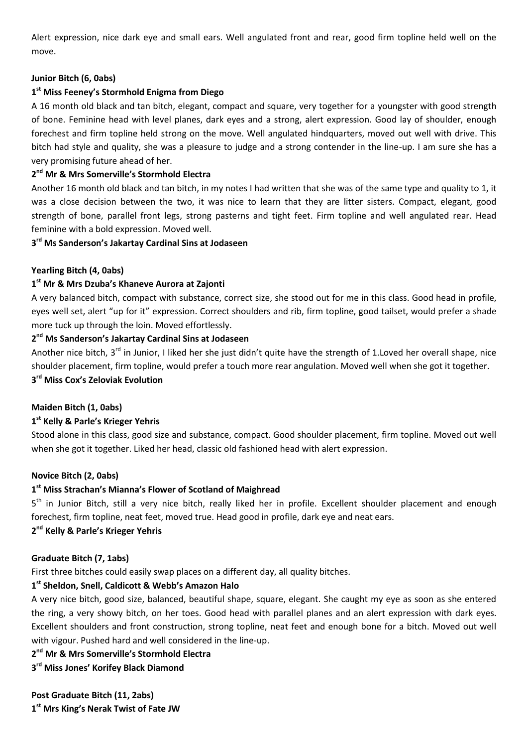Alert expression, nice dark eye and small ears. Well angulated front and rear, good firm topline held well on the move.

**Junior Bitch (6, 0abs)**

**1st Miss Feeney's Stormhold Enigma from Diego**

A 16 month old black and tan bitch, elegant, compact and square, very together for a youngster with good strength of bone. Feminine head with level planes, dark eyes and a strong, alert expression. Good lay of shoulder, enough forechest and firm topline held strong on the move. Well angulated hindquarters, moved out well with drive. This bitch had style and quality, she was a pleasure to judge and a strong contender in the line-up. I am sure she has a very promising future ahead of her.

**2nd Mr & Mrs Somerville's Stormhold Electra**

Another 16 month old black and tan bitch, in my notes I had written that she was of the same type and quality to 1, it was a close decision between the two, it was nice to learn that they are litter sisters. Compact, elegant, good strength of bone, parallel front legs, strong pasterns and tight feet. Firm topline and well angulated rear. Head feminine with a bold expression. Moved well.

**3rd Ms Sanderson's Jakartay Cardinal Sins at Jodaseen**

**Yearling Bitch (4, 0abs)**

**1st Mr & Mrs Dzuba's Khaneve Aurora at Zajonti**

A very balanced bitch, compact with substance, correct size, she stood out for me in this class. Good head in profile, eyes well set, alert "up for it" expression. Correct shoulders and rib, firm topline, good tailset, would prefer a shade more tuck up through the loin. Moved effortlessly.

**2nd Ms Sanderson's Jakartay Cardinal Sins at Jodaseen**

Another nice bitch, 3rd in Junior, I liked her she just didn't quite have the strength of 1.Loved her overall shape, nice shoulder placement, firm topline, would prefer a touch more rear angulation. Moved well when she got it together.

**3rd Miss Cox's Zeloviak Evolution**

**Maiden Bitch (1, 0abs)**

**1st Kelly & Parle's Krieger Yehris**

Stood alone in this class, good size and substance, compact. Good shoulder placement, firm topline. Moved out well when she got it together. Liked her head, classic old fashioned head with alert expression.

**Novice Bitch (2, 0abs)**

**1st Miss Strachan's Mianna's Flower of Scotland of Maighread**

5th in Junior Bitch, still a very nice bitch, really liked her in profile. Excellent shoulder placement and enough forechest, firm topline, neat feet, moved true. Head good in profile, dark eye and neat ears.

**2nd Kelly & Parle's Krieger Yehris**

**Graduate Bitch (7, 1abs)**

First three bitches could easily swap places on a different day, all quality bitches.

**1st Sheldon, Snell, Caldicott & Webb's Amazon Halo**

A very nice bitch, good size, balanced, beautiful shape, square, elegant. She caught my eye as soon as she entered the ring, a very showy bitch, on her toes. Good head with parallel planes and an alert expression with dark eyes. Excellent shoulders and front construction, strong topline, neat feet and enough bone for a bitch. Moved out well with vigour. Pushed hard and well considered in the line-up.

**2nd Mr & Mrs Somerville's Stormhold Electra**

**3rd Miss Jones' Korifey Black Diamond**

**Post Graduate Bitch (11, 2abs)**

**1st Mrs King's Nerak Twist of Fate JW**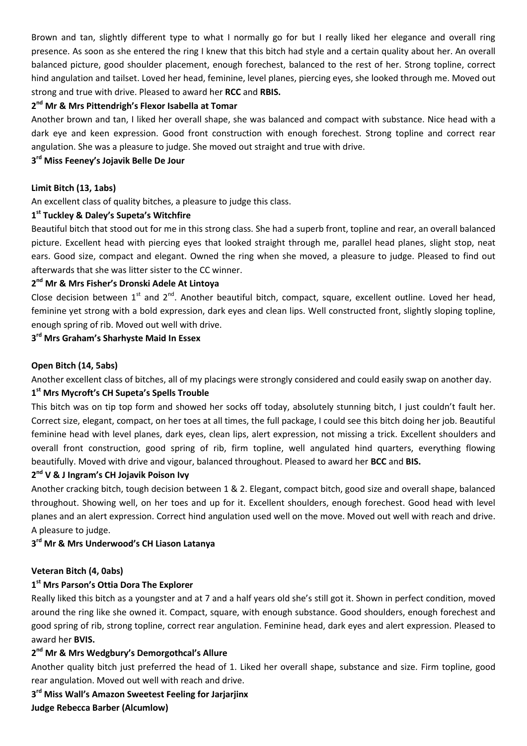Brown and tan, slightly different type to what I normally go for but I really liked her elegance and overall ring presence. As soon as she entered the ring I knew that this bitch had style and a certain quality about her. An overall balanced picture, good shoulder placement, enough forechest, balanced to the rest of her. Strong topline, correct hind angulation and tailset. Loved her head, feminine, level planes, piercing eyes, she looked through me. Moved out strong and true with drive. Pleased to award her **RCC** and **RBIS.**

**2nd Mr & Mrs Pittendrigh's Flexor Isabella at Tomar**

Another brown and tan, I liked her overall shape, she was balanced and compact with substance. Nice head with a dark eye and keen expression. Good front construction with enough forechest. Strong topline and correct rear angulation. She was a pleasure to judge. She moved out straight and true with drive.

**3rd Miss Feeney's Jojavik Belle De Jour**

**Limit Bitch (13, 1abs)**

An excellent class of quality bitches, a pleasure to judge this class.

**1st Tuckley & Daley's Supeta's Witchfire**

Beautiful bitch that stood out for me in this strong class. She had a superb front, topline and rear, an overall balanced picture. Excellent head with piercing eyes that looked straight through me, parallel head planes, slight stop, neat ears. Good size, compact and elegant. Owned the ring when she moved, a pleasure to judge. Pleased to find out afterwards that she was litter sister to the CC winner.

**2nd Mr & Mrs Fisher's Dronski Adele At Lintoya**

Close decision between 1st and 2nd. Another beautiful bitch, compact, square, excellent outline. Loved her head, feminine yet strong with a bold expression, dark eyes and clean lips. Well constructed front, slightly sloping topline, enough spring of rib. Moved out well with drive.

**3rd Mrs Graham's Sharhyste Maid In Essex**

**Open Bitch (14, 5abs)**

Another excellent class of bitches, all of my placings were strongly considered and could easily swap on another day.

**1st Mrs Mycroft's CH Supeta's Spells Trouble**

This bitch was on tip top form and showed her socks off today, absolutely stunning bitch, I just couldn't fault her. Correct size, elegant, compact, on her toes at all times, the full package, I could see this bitch doing her job. Beautiful feminine head with level planes, dark eyes, clean lips, alert expression, not missing a trick. Excellent shoulders and overall front construction, good spring of rib, firm topline, well angulated hind quarters, everything flowing beautifully. Moved with drive and vigour, balanced throughout. Pleased to award her **BCC** and **BIS.**

**2nd V & J Ingram's CH Jojavik Poison Ivy**

Another cracking bitch, tough decision between 1 & 2. Elegant, compact bitch, good size and overall shape, balanced throughout. Showing well, on her toes and up for it. Excellent shoulders, enough forechest. Good head with level planes and an alert expression. Correct hind angulation used well on the move. Moved out well with reach and drive. A pleasure to judge.

**3rd Mr & Mrs Underwood's CH Liason Latanya**

**Veteran Bitch (4, 0abs)**

**1st Mrs Parson's Ottia Dora The Explorer**

Really liked this bitch as a youngster and at 7 and a half years old she's still got it. Shown in perfect condition, moved around the ring like she owned it. Compact, square, with enough substance. Good shoulders, enough forechest and good spring of rib, strong topline, correct rear angulation. Feminine head, dark eyes and alert expression. Pleased to award her **BVIS.**

**2nd Mr & Mrs Wedgbury's Demorgothcal's Allure**

Another quality bitch just preferred the head of 1. Liked her overall shape, substance and size. Firm topline, good rear angulation. Moved out well with reach and drive.

**3rd Miss Wall's Amazon Sweetest Feeling for Jarjarjinx**

**Judge Rebecca Barber (Alcumlow)**